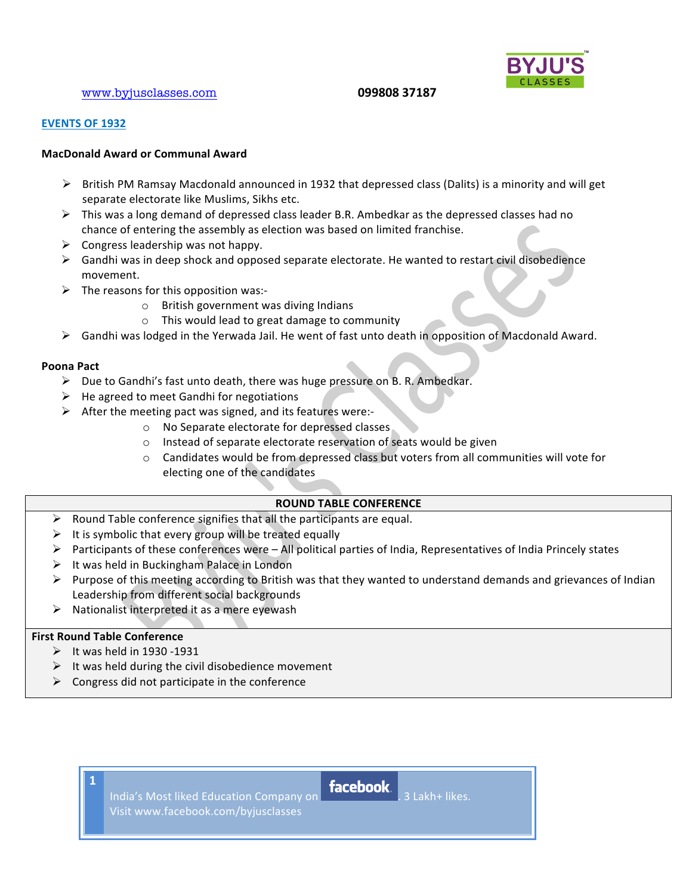## EVENTS OF 1932

### MacDonald Award or Communal Award

- British PM Ramsay Macdonald announced in 1932 that depressed class (Dalits) is a minority and will get separate electorate like Muslims, Sikhs etc.
- This was a long demand of depressed class leader B.R. Ambedkar as the depressed classes had no chance of entering the assembly as election was based on limited franchise.
- Congress leadership was not happy.
- Gandhi was in deep shock and opposed separate electorate. He wanted to restart civil disobedience movement.
- The reasons for this opposition was:-
  - British government was diving Indians
  - This would lead to great damage to community
- Gandhi was lodged in the Yerwada Jail. He went of fast unto death in opposition of Macdonald Award.

### Poona Pact

- Due to Gandhi's fast unto death, there was huge pressure on B. R. Ambedkar.
- He agreed to meet Gandhi for negotiations
- After the meeting pact was signed, and its features were:-
  - No Separate electorate for depressed classes
  - Instead of separate electorate reservation of seats would be given
  - Candidates would be from depressed class but voters from all communities will vote for electing one of the candidates

### ROUND TABLE CONFERENCE

- Round Table conference signifies that all the participants are equal.
- It is symbolic that every group will be treated equally
- Participants of these conferences were – All political parties of India, Representatives of India Princely states
- It was held in Buckingham Palace in London
- Purpose of this meeting according to British was that they wanted to understand demands and grievances of Indian Leadership from different social backgrounds
- Nationalist interpreted it as a mere eyewash

### First Round Table Conference

- It was held in 1930 -1931
- It was held during the civil disobedience movement
- Congress did not participate in the conference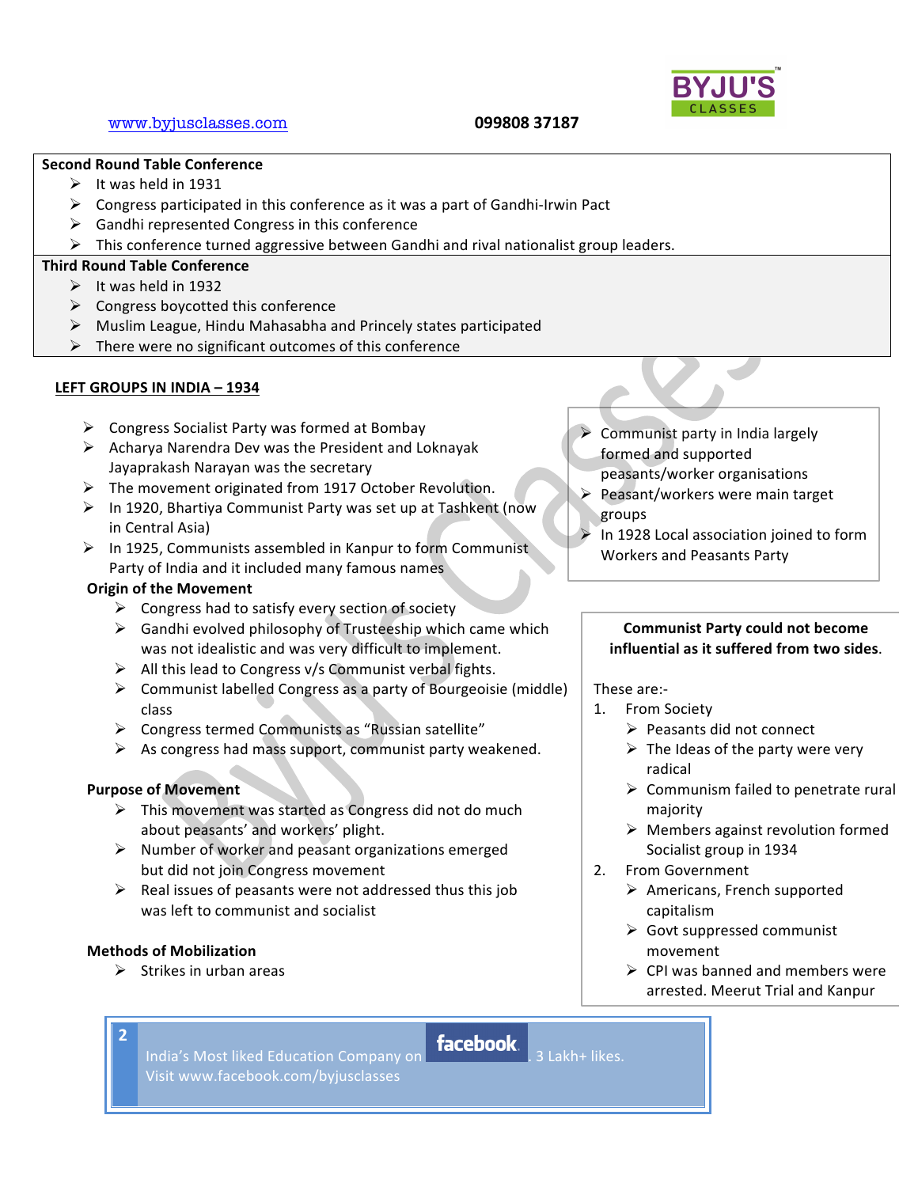**Second Round Table Conference**

- It was held in 1931
- Congress participated in this conference as it was a part of Gandhi-Irwin Pact
- Gandhi represented Congress in this conference
- This conference turned aggressive between Gandhi and rival nationalist group leaders.

**Third Round Table Conference**

- It was held in 1932
- Congress boycotted this conference
- Muslim League, Hindu Mahasabha and Princely states participated
- There were no significant outcomes of this conference

## LEFT GROUPS IN INDIA – 1934

- Congress Socialist Party was formed at Bombay
- Acharya Narendra Dev was the President and Loknayak Jayaprakash Narayan was the secretary
- The movement originated from 1917 October Revolution.
- In 1920, Bhartiya Communist Party was set up at Tashkent (now in Central Asia)
- In 1925, Communists assembled in Kanpur to form Communist Party of India and it included many famous names

**Origin of the Movement**

- Congress had to satisfy every section of society
- Gandhi evolved philosophy of Trusteeship which came which was not idealistic and was very difficult to implement.
- All this lead to Congress v/s Communist verbal fights.
- Communist labelled Congress as a party of Bourgeoisie (middle) class
- Congress termed Communists as "Russian satellite"
- As congress had mass support, communist party weakened.

**Purpose of Movement**

- This movement was started as Congress did not do much about peasants' and workers' plight.
- Number of worker and peasant organizations emerged but did not join Congress movement
- Real issues of peasants were not addressed thus this job was left to communist and socialist

**Methods of Mobilization**

- Strikes in urban areas

---

- Communist party in India largely formed and supported peasants/worker organisations
- Peasant/workers were main target groups
- In 1928 Local association joined to form Workers and Peasants Party

---

**Communist Party could not become influential as it suffered from two sides.**

These are:-

1. From Society
   - Peasants did not connect
   - The Ideas of the party were very radical
   - Communism failed to penetrate rural majority
   - Members against revolution formed Socialist group in 1934
2. From Government
   - Americans, French supported capitalism
   - Govt suppressed communist movement
   - CPI was banned and members were arrested. Meerut Trial and Kanpur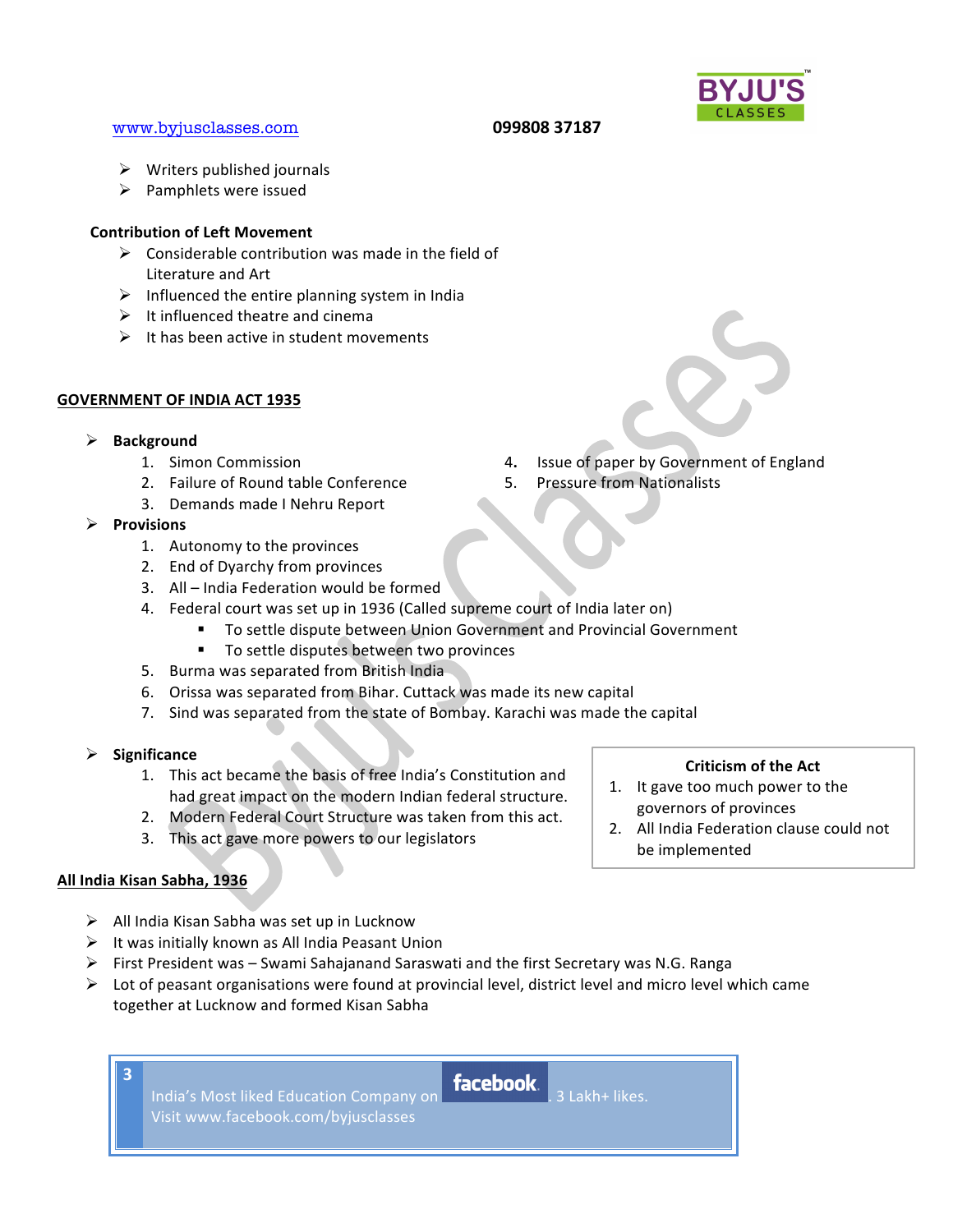- Writers published journals
- Pamphlets were issued

**Contribution of Left Movement**

- Considerable contribution was made in the field of Literature and Art
- Influenced the entire planning system in India
- It influenced theatre and cinema
- It has been active in student movements

## GOVERNMENT OF INDIA ACT 1935

- **Background**
  1. Simon Commission
  2. Failure of Round table Conference
  3. Demands made I Nehru Report
  4. Issue of paper by Government of England
  5. Pressure from Nationalists
- **Provisions**
  1. Autonomy to the provinces
  2. End of Dyarchy from provinces
  3. All – India Federation would be formed
  4. Federal court was set up in 1936 (Called supreme court of India later on)
     - To settle dispute between Union Government and Provincial Government
     - To settle disputes between two provinces
  5. Burma was separated from British India
  6. Orissa was separated from Bihar. Cuttack was made its new capital
  7. Sind was separated from the state of Bombay. Karachi was made the capital
- **Significance**
  1. This act became the basis of free India's Constitution and had great impact on the modern Indian federal structure.
  2. Modern Federal Court Structure was taken from this act.
  3. This act gave more powers to our legislators

**Criticism of the Act**

1. It gave too much power to the governors of provinces
2. All India Federation clause could not be implemented

## All India Kisan Sabha, 1936

- All India Kisan Sabha was set up in Lucknow
- It was initially known as All India Peasant Union
- First President was – Swami Sahajanand Saraswati and the first Secretary was N.G. Ranga
- Lot of peasant organisations were found at provincial level, district level and micro level which came together at Lucknow and formed Kisan Sabha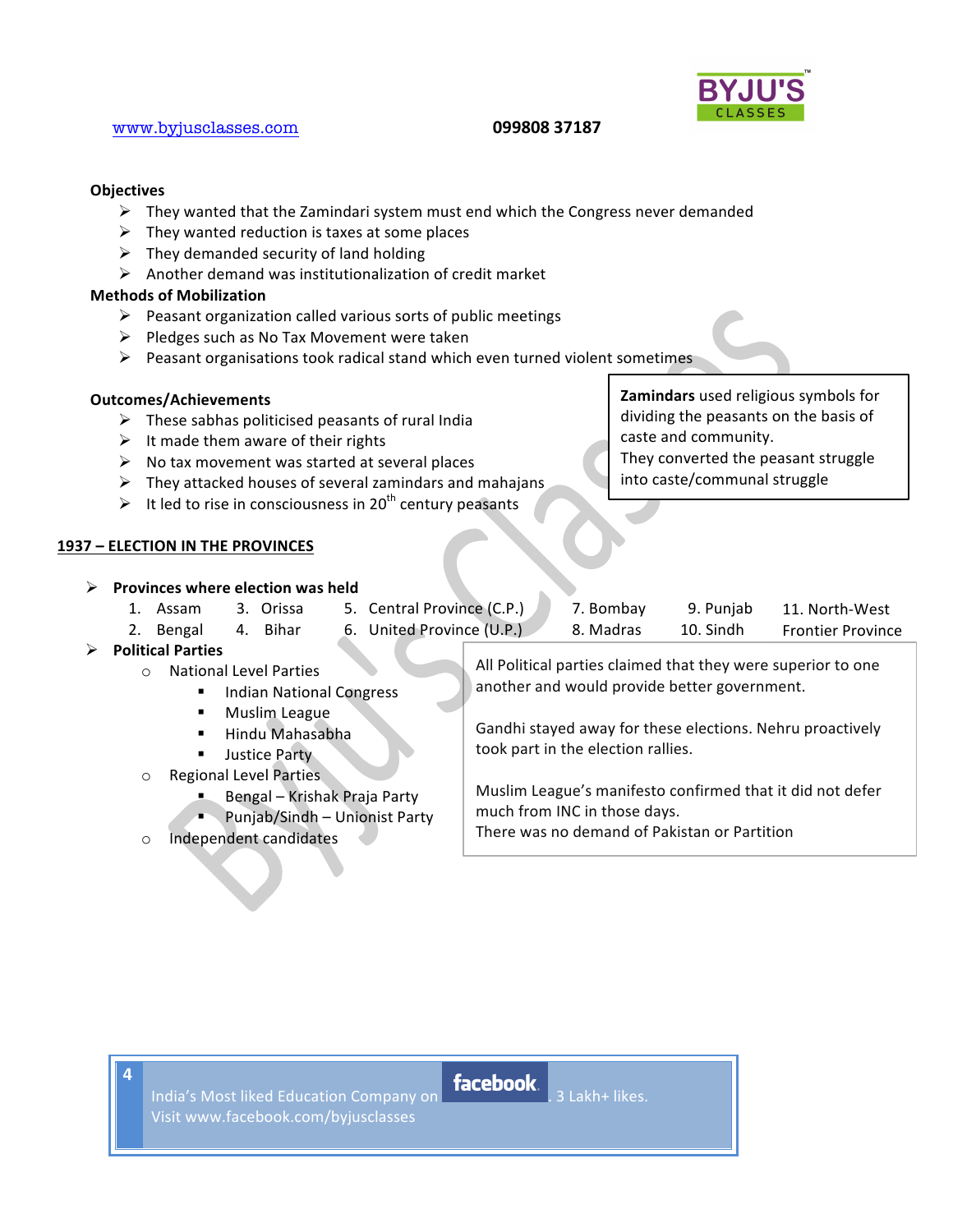**Objectives**

- They wanted that the Zamindari system must end which the Congress never demanded
- They wanted reduction is taxes at some places
- They demanded security of land holding
- Another demand was institutionalization of credit market

**Methods of Mobilization**

- Peasant organization called various sorts of public meetings
- Pledges such as No Tax Movement were taken
- Peasant organisations took radical stand which even turned violent sometimes

**Outcomes/Achievements**

- These sabhas politicised peasants of rural India
- It made them aware of their rights
- No tax movement was started at several places
- They attacked houses of several zamindars and mahajans
- It led to rise in consciousness in 20th century peasants

> **Zamindars** used religious symbols for dividing the peasants on the basis of caste and community.
> They converted the peasant struggle into caste/communal struggle

## 1937 – ELECTION IN THE PROVINCES

- **Provinces where election was held**
  1. Assam
  2. Bengal
  3. Orissa
  4. Bihar
  5. Central Province (C.P.)
  6. United Province (U.P.)
  7. Bombay
  8. Madras
  9. Punjab
  10. Sindh
  11. North-West Frontier Province
- **Political Parties**
  - National Level Parties
    - Indian National Congress
    - Muslim League
    - Hindu Mahasabha
    - Justice Party
  - Regional Level Parties
    - Bengal – Krishak Praja Party
    - Punjab/Sindh – Unionist Party
  - Independent candidates

> All Political parties claimed that they were superior to one another and would provide better government.
>
> Gandhi stayed away for these elections. Nehru proactively took part in the election rallies.
>
> Muslim League's manifesto confirmed that it did not defer much from INC in those days.
> There was no demand of Pakistan or Partition